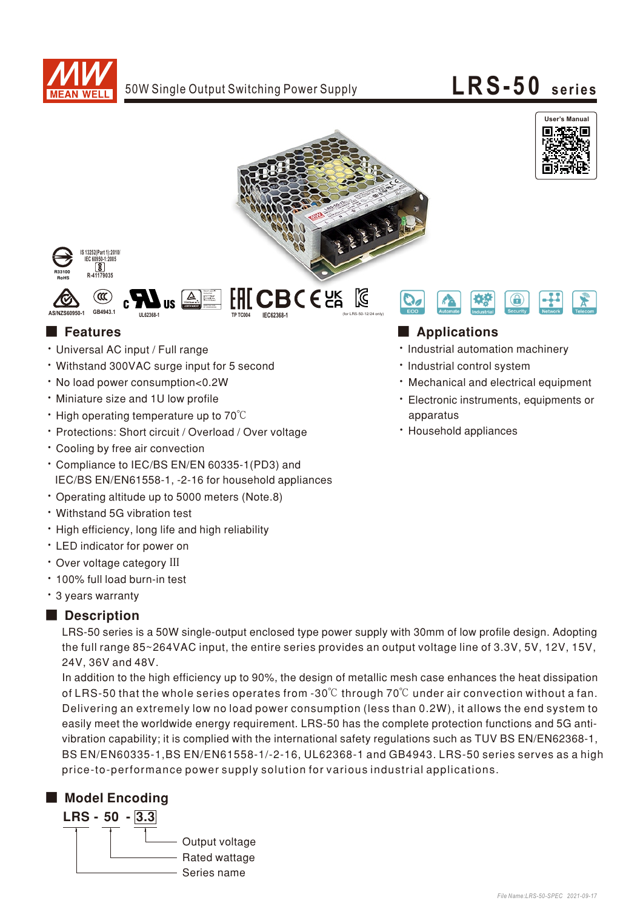# LRS-50 series

50W Single Output Switching Power Supply

User's Manual

IS 13252(Part 1):2010/ IEC 60950-1:2005
R-41179035
R33100 RoHS
AS/NZS60950-1 GB4943.1 UL62368-1 TP TC004 IEC62368-1 (for LRS-50-12/24 only)

ECO Automate Industrial Security Network Telecom

## Features

- Universal AC input / Full range
- Withstand 300VAC surge input for 5 second
- No load power consumption<0.2W
- Miniature size and 1U low profile
- High operating temperature up to 70℃
- Protections: Short circuit / Overload / Over voltage
- Cooling by free air convection
- Compliance to IEC/BS EN/EN 60335-1(PD3) and IEC/BS EN/EN61558-1, -2-16 for household appliances
- Operating altitude up to 5000 meters (Note.8)
- Withstand 5G vibration test
- High efficiency, long life and high reliability
- LED indicator for power on
- Over voltage category III
- 100% full load burn-in test
- 3 years warranty

## Applications

- Industrial automation machinery
- Industrial control system
- Mechanical and electrical equipment
- Electronic instruments, equipments or apparatus
- Household appliances

## Description

LRS-50 series is a 50W single-output enclosed type power supply with 30mm of low profile design. Adopting the full range 85~264VAC input, the entire series provides an output voltage line of 3.3V, 5V, 12V, 15V, 24V, 36V and 48V.

In addition to the high efficiency up to 90%, the design of metallic mesh case enhances the heat dissipation of LRS-50 that the whole series operates from -30℃ through 70℃ under air convection without a fan. Delivering an extremely low no load power consumption (less than 0.2W), it allows the end system to easily meet the worldwide energy requirement. LRS-50 has the complete protection functions and 5G anti-vibration capability; it is complied with the international safety regulations such as TUV BS EN/EN62368-1, BS EN/EN60335-1,BS EN/EN61558-1/-2-16, UL62368-1 and GB4943. LRS-50 series serves as a high price-to-performance power supply solution for various industrial applications.

## Model Encoding

**LRS - 50 - 3.3**

- 3.3: Output voltage
- 50: Rated wattage
- LRS: Series name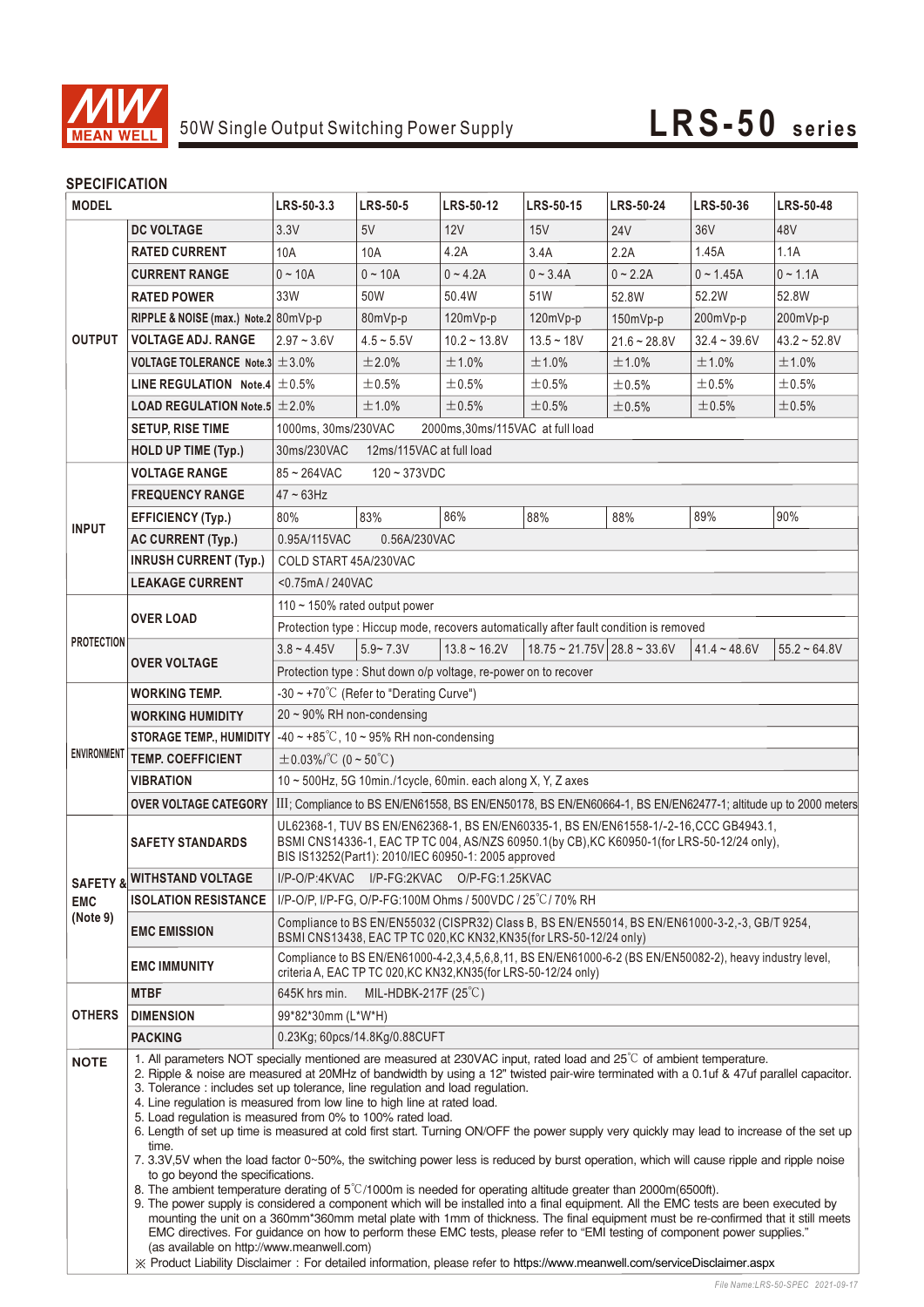# 50W Single Output Switching Power Supply — LRS-50 series

## SPECIFICATION

| MODEL | | LRS-50-3.3 | LRS-50-5 | LRS-50-12 | LRS-50-15 | LRS-50-24 | LRS-50-36 | LRS-50-48 |
|---|---|---|---|---|---|---|---|---|
| OUTPUT | DC VOLTAGE | 3.3V | 5V | 12V | 15V | 24V | 36V | 48V |
| | RATED CURRENT | 10A | 10A | 4.2A | 3.4A | 2.2A | 1.45A | 1.1A |
| | CURRENT RANGE | 0 ~ 10A | 0 ~ 10A | 0 ~ 4.2A | 0 ~ 3.4A | 0 ~ 2.2A | 0 ~ 1.45A | 0 ~ 1.1A |
| | RATED POWER | 33W | 50W | 50.4W | 51W | 52.8W | 52.2W | 52.8W |
| | RIPPLE & NOISE (max.) Note.2 | 80mVp-p | 80mVp-p | 120mVp-p | 120mVp-p | 150mVp-p | 200mVp-p | 200mVp-p |
| | VOLTAGE ADJ. RANGE | 2.97 ~ 3.6V | 4.5 ~ 5.5V | 10.2 ~ 13.8V | 13.5 ~ 18V | 21.6 ~ 28.8V | 32.4 ~ 39.6V | 43.2 ~ 52.8V |
| | VOLTAGE TOLERANCE Note.3 | ±3.0% | ±2.0% | ±1.0% | ±1.0% | ±1.0% | ±1.0% | ±1.0% |
| | LINE REGULATION Note.4 | ±0.5% | ±0.5% | ±0.5% | ±0.5% | ±0.5% | ±0.5% | ±0.5% |
| | LOAD REGULATION Note.5 | ±2.0% | ±1.0% | ±0.5% | ±0.5% | ±0.5% | ±0.5% | ±0.5% |
| | SETUP, RISE TIME | 1000ms, 30ms/230VAC 2000ms,30ms/115VAC at full load | | | | | | |
| | HOLD UP TIME (Typ.) | 30ms/230VAC 12ms/115VAC at full load | | | | | | |
| INPUT | VOLTAGE RANGE | 85 ~ 264VAC 120 ~ 373VDC | | | | | | |
| | FREQUENCY RANGE | 47 ~ 63Hz | | | | | | |
| | EFFICIENCY (Typ.) | 80% | 83% | 86% | 88% | 88% | 89% | 90% |
| | AC CURRENT (Typ.) | 0.95A/115VAC 0.56A/230VAC | | | | | | |
| | INRUSH CURRENT (Typ.) | COLD START 45A/230VAC | | | | | | |
| | LEAKAGE CURRENT | <0.75mA / 240VAC | | | | | | |
| PROTECTION | OVER LOAD | 110 ~ 150% rated output power | | | | | | |
| | | Protection type : Hiccup mode, recovers automatically after fault condition is removed | | | | | | |
| | OVER VOLTAGE | 3.8 ~ 4.45V | 5.9 ~ 7.3V | 13.8 ~ 16.2V | 18.75 ~ 21.75V | 28.8 ~ 33.6V | 41.4 ~ 48.6V | 55.2 ~ 64.8V |
| | | Protection type : Shut down o/p voltage, re-power on to recover | | | | | | |
| ENVIRONMENT | WORKING TEMP. | -30 ~ +70℃ (Refer to "Derating Curve") | | | | | | |
| | WORKING HUMIDITY | 20 ~ 90% RH non-condensing | | | | | | |
| | STORAGE TEMP., HUMIDITY | -40 ~ +85℃, 10 ~ 95% RH non-condensing | | | | | | |
| | TEMP. COEFFICIENT | ±0.03%/℃ (0 ~ 50℃) | | | | | | |
| | VIBRATION | 10 ~ 500Hz, 5G 10min./1cycle, 60min. each along X, Y, Z axes | | | | | | |
| | OVER VOLTAGE CATEGORY | III; Compliance to BS EN/EN61558, BS EN/EN50178, BS EN/EN60664-1, BS EN/EN62477-1; altitude up to 2000 meters | | | | | | |
| SAFETY & EMC (Note 9) | SAFETY STANDARDS | UL62368-1, TUV BS EN/EN62368-1, BS EN/EN60335-1, BS EN/EN61558-1/-2-16,CCC GB4943.1, BSMI CNS14336-1, EAC TP TC 004, AS/NZS 60950.1(by CB),KC K60950-1(for LRS-50-12/24 only), BIS IS13252(Part1): 2010/IEC 60950-1: 2005 approved | | | | | | |
| | WITHSTAND VOLTAGE | I/P-O/P:4KVAC I/P-FG:2KVAC O/P-FG:1.25KVAC | | | | | | |
| | ISOLATION RESISTANCE | I/P-O/P, I/P-FG, O/P-FG:100M Ohms / 500VDC / 25℃/ 70% RH | | | | | | |
| | EMC EMISSION | Compliance to BS EN/EN55032 (CISPR32) Class B, BS EN/EN55014, BS EN/EN61000-3-2,-3, GB/T 9254, BSMI CNS13438, EAC TP TC 020,KC KN32,KN35(for LRS-50-12/24 only) | | | | | | |
| | EMC IMMUNITY | Compliance to BS EN/EN61000-4-2,3,4,5,6,8,11, BS EN/EN61000-6-2 (BS EN/EN50082-2), heavy industry level, criteria A, EAC TP TC 020,KC KN32,KN35(for LRS-50-12/24 only) | | | | | | |
| OTHERS | MTBF | 645K hrs min. MIL-HDBK-217F (25℃) | | | | | | |
| | DIMENSION | 99*82*30mm (L*W*H) | | | | | | |
| | PACKING | 0.23Kg; 60pcs/14.8Kg/0.88CUFT | | | | | | |

**NOTE**

1. All parameters NOT specially mentioned are measured at 230VAC input, rated load and 25℃ of ambient temperature.
2. Ripple & noise are measured at 20MHz of bandwidth by using a 12" twisted pair-wire terminated with a 0.1uf & 47uf parallel capacitor.
3. Tolerance : includes set up tolerance, line regulation and load regulation.
4. Line regulation is measured from low line to high line at rated load.
5. Load regulation is measured from 0% to 100% rated load.
6. Length of set up time is measured at cold first start. Turning ON/OFF the power supply very quickly may lead to increase of the set up time.
7. 3.3V,5V when the load factor 0~50%, the switching power less is reduced by burst operation, which will cause ripple and ripple noise to go beyond the specifications.
8. The ambient temperature derating of 5℃/1000m is needed for operating altitude greater than 2000m(6500ft).
9. The power supply is considered a component which will be installed into a final equipment. All the EMC tests are been executed by mounting the unit on a 360mm*360mm metal plate with 1mm of thickness. The final equipment must be re-confirmed that it still meets EMC directives. For guidance on how to perform these EMC tests, please refer to "EMI testing of component power supplies." (as available on http://www.meanwell.com)

※ Product Liability Disclaimer : For detailed information, please refer to https://www.meanwell.com/serviceDisclaimer.aspx

File Name:LRS-50-SPEC 2021-09-17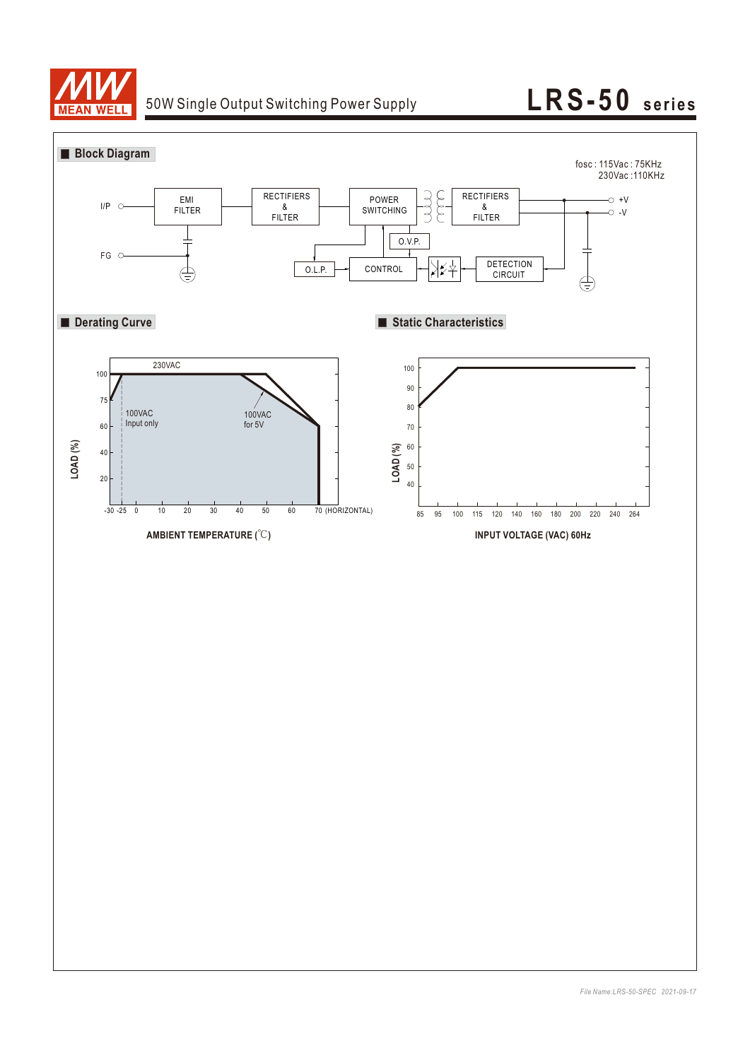## Block Diagram

fosc : 115Vac : 75KHz
230Vac :110KHz

I/P
FG
EMI FILTER
RECTIFIERS & FILTER
POWER SWITCHING
RECTIFIERS & FILTER
+V
-V
O.V.P.
O.L.P.
CONTROL
DETECTION CIRCUIT

## Derating Curve

230VAC
100VAC Input only
100VAC for 5V
LOAD (%)
100
75
60
40
20
-30 -25 0 10 20 30 40 50 60 70 (HORIZONTAL)
AMBIENT TEMPERATURE (℃)

## Static Characteristics

LOAD (%)
100
90
80
70
60
50
40
85 95 100 115 120 140 160 180 200 220 240 264
INPUT VOLTAGE (VAC) 60Hz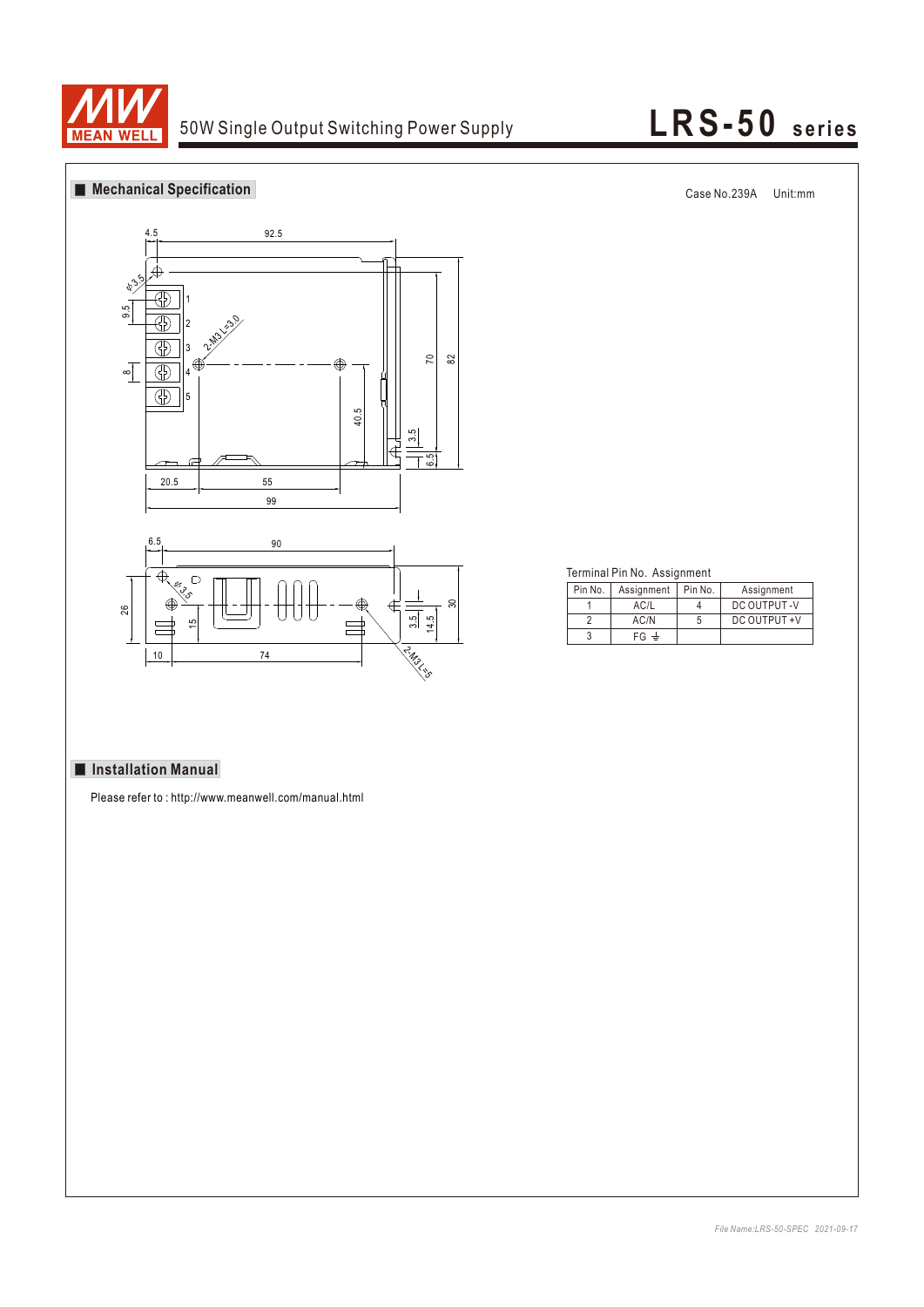## Mechanical Specification

Case No.239A    Unit:mm

4.5
92.5
ϕ3.5
9.5
1
2
3
4
5
8
2-M3 L=3.0
70
82
40.5
3.5
6.5
20.5
55
99

6.5
90
ϕ3.5
26
15
3.5
14.5
30
10
74
2-M3 L=5

Terminal Pin No. Assignment

| Pin No. | Assignment | Pin No. | Assignment |
|---|---|---|---|
| 1 | AC/L | 4 | DC OUTPUT -V |
| 2 | AC/N | 5 | DC OUTPUT +V |
| 3 | FG ⏚ | | |

## Installation Manual

Please refer to : http://www.meanwell.com/manual.html